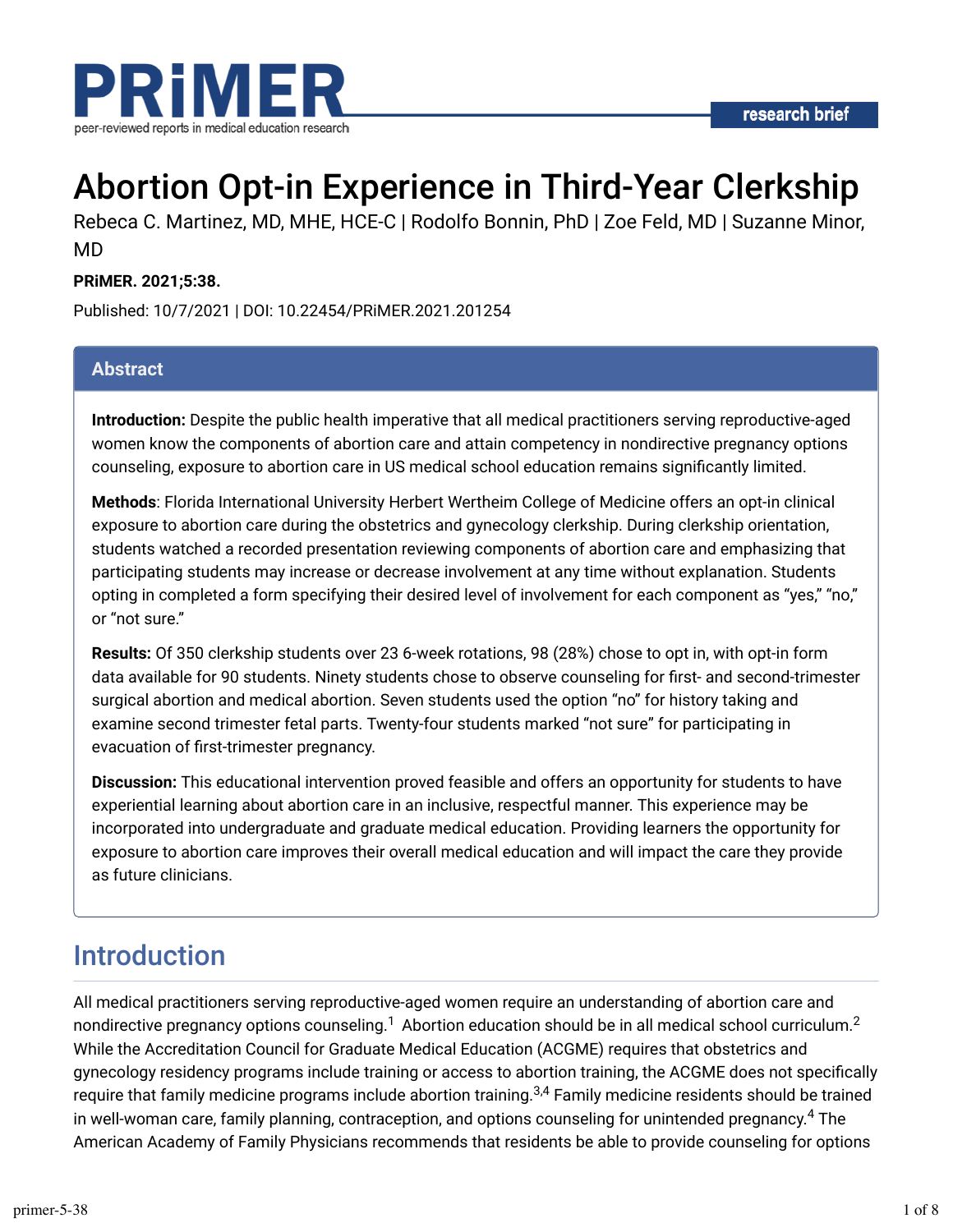# Abortion Opt-in Experience in Third-Year Clerkship

Rebeca C. Martinez, MD, MHE, HCE-C | Rodolfo Bonnin, PhD | Zoe Feld, MD | Suzanne Minor, MD

**PRiMER. 2021;5:38.**

Published: 10/7/2021 | DOI: 10.22454/PRiMER.2021.201254

## Abstract

**Introduction:** Despite the public health imperative that all medical practitioners serving reproductive-aged women know the components of abortion care and attain competency in nondirective pregnancy options counseling, exposure to abortion care in US medical school education remains significantly limited.

**Methods**: Florida International University Herbert Wertheim College of Medicine offers an opt-in clinical exposure to abortion care during the obstetrics and gynecology clerkship. During clerkship orientation, students watched a recorded presentation reviewing components of abortion care and emphasizing that participating students may increase or decrease involvement at any time without explanation. Students opting in completed a form specifying their desired level of involvement for each component as "yes," "no," or "not sure."

**Results:** Of 350 clerkship students over 23 6-week rotations, 98 (28%) chose to opt in, with opt-in form data available for 90 students. Ninety students chose to observe counseling for first- and second-trimester surgical abortion and medical abortion. Seven students used the option "no" for history taking and examine second trimester fetal parts. Twenty-four students marked "not sure" for participating in evacuation of first-trimester pregnancy.

**Discussion:** This educational intervention proved feasible and offers an opportunity for students to have experiential learning about abortion care in an inclusive, respectful manner. This experience may be incorporated into undergraduate and graduate medical education. Providing learners the opportunity for exposure to abortion care improves their overall medical education and will impact the care they provide as future clinicians.

## Introduction

All medical practitioners serving reproductive-aged women require an understanding of abortion care and nondirective pregnancy options counseling.[1] Abortion education should be in all medical school curriculum.[2] While the Accreditation Council for Graduate Medical Education (ACGME) requires that obstetrics and gynecology residency programs include training or access to abortion training, the ACGME does not specifically require that family medicine programs include abortion training.[3,4] Family medicine residents should be trained in well-woman care, family planning, contraception, and options counseling for unintended pregnancy.[4] The American Academy of Family Physicians recommends that residents be able to provide counseling for options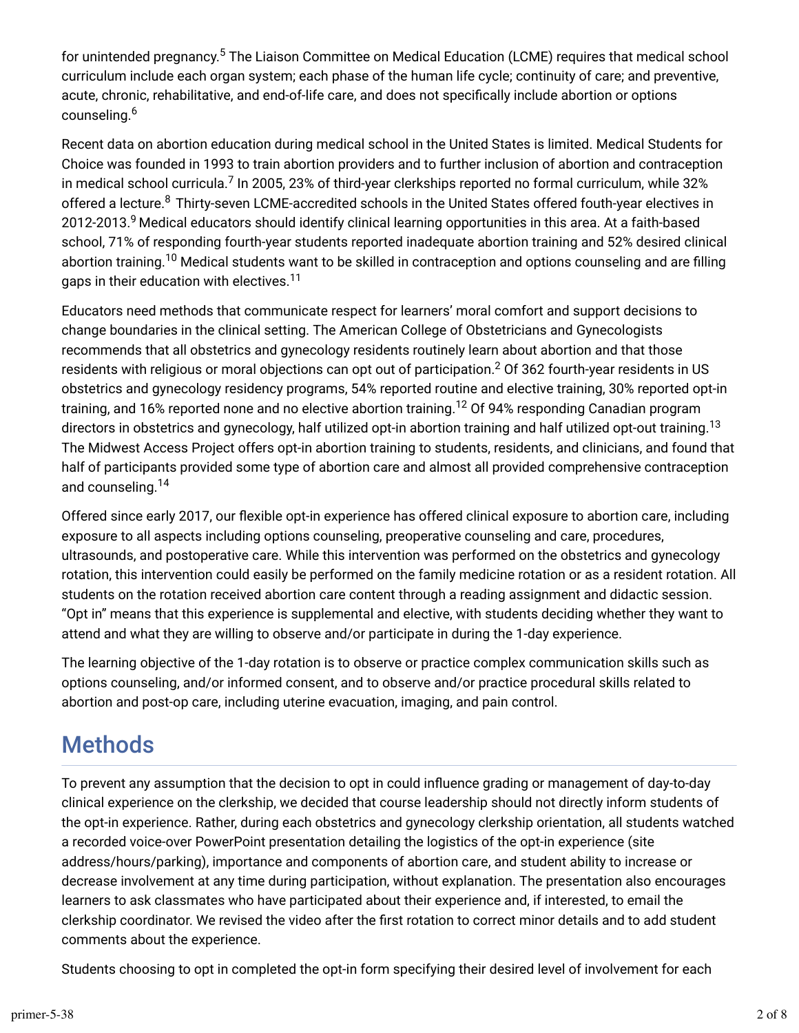for unintended pregnancy.[5] The Liaison Committee on Medical Education (LCME) requires that medical school curriculum include each organ system; each phase of the human life cycle; continuity of care; and preventive, acute, chronic, rehabilitative, and end-of-life care, and does not specifically include abortion or options counseling.[6]

Recent data on abortion education during medical school in the United States is limited. Medical Students for Choice was founded in 1993 to train abortion providers and to further inclusion of abortion and contraception in medical school curricula.[7] In 2005, 23% of third-year clerkships reported no formal curriculum, while 32% offered a lecture.[8] Thirty-seven LCME-accredited schools in the United States offered fouth-year electives in 2012-2013.[9] Medical educators should identify clinical learning opportunities in this area. At a faith-based school, 71% of responding fourth-year students reported inadequate abortion training and 52% desired clinical abortion training.[10] Medical students want to be skilled in contraception and options counseling and are filling gaps in their education with electives.[11]

Educators need methods that communicate respect for learners' moral comfort and support decisions to change boundaries in the clinical setting. The American College of Obstetricians and Gynecologists recommends that all obstetrics and gynecology residents routinely learn about abortion and that those residents with religious or moral objections can opt out of participation.[2] Of 362 fourth-year residents in US obstetrics and gynecology residency programs, 54% reported routine and elective training, 30% reported opt-in training, and 16% reported none and no elective abortion training.[12] Of 94% responding Canadian program directors in obstetrics and gynecology, half utilized opt-in abortion training and half utilized opt-out training.[13] The Midwest Access Project offers opt-in abortion training to students, residents, and clinicians, and found that half of participants provided some type of abortion care and almost all provided comprehensive contraception and counseling.[14]

Offered since early 2017, our flexible opt-in experience has offered clinical exposure to abortion care, including exposure to all aspects including options counseling, preoperative counseling and care, procedures, ultrasounds, and postoperative care. While this intervention was performed on the obstetrics and gynecology rotation, this intervention could easily be performed on the family medicine rotation or as a resident rotation. All students on the rotation received abortion care content through a reading assignment and didactic session. "Opt in" means that this experience is supplemental and elective, with students deciding whether they want to attend and what they are willing to observe and/or participate in during the 1-day experience.

The learning objective of the 1-day rotation is to observe or practice complex communication skills such as options counseling, and/or informed consent, and to observe and/or practice procedural skills related to abortion and post-op care, including uterine evacuation, imaging, and pain control.

## Methods

To prevent any assumption that the decision to opt in could influence grading or management of day-to-day clinical experience on the clerkship, we decided that course leadership should not directly inform students of the opt-in experience. Rather, during each obstetrics and gynecology clerkship orientation, all students watched a recorded voice-over PowerPoint presentation detailing the logistics of the opt-in experience (site address/hours/parking), importance and components of abortion care, and student ability to increase or decrease involvement at any time during participation, without explanation. The presentation also encourages learners to ask classmates who have participated about their experience and, if interested, to email the clerkship coordinator. We revised the video after the first rotation to correct minor details and to add student comments about the experience.

Students choosing to opt in completed the opt-in form specifying their desired level of involvement for each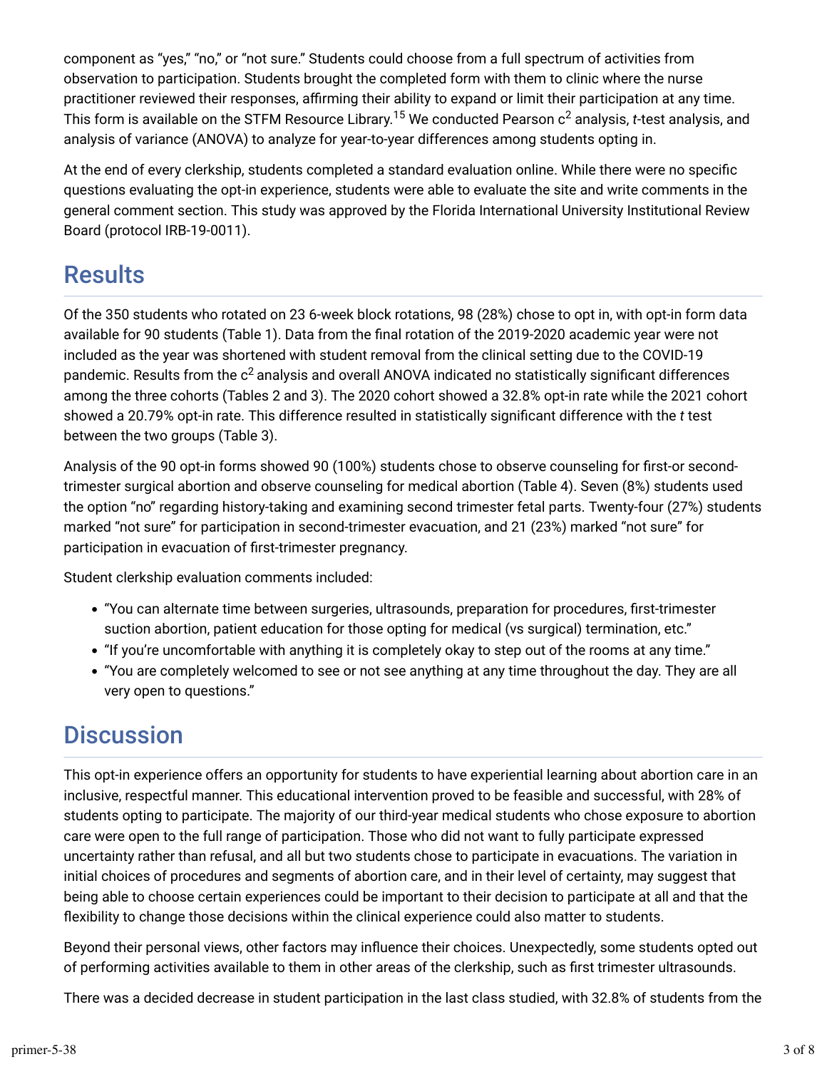component as “yes,” “no,” or “not sure.” Students could choose from a full spectrum of activities from observation to participation. Students brought the completed form with them to clinic where the nurse practitioner reviewed their responses, affirming their ability to expand or limit their participation at any time. This form is available on the STFM Resource Library.[15] We conducted Pearson $c^2$ analysis, *t*-test analysis, and analysis of variance (ANOVA) to analyze for year-to-year differences among students opting in.

At the end of every clerkship, students completed a standard evaluation online. While there were no specific questions evaluating the opt-in experience, students were able to evaluate the site and write comments in the general comment section. This study was approved by the Florida International University Institutional Review Board (protocol IRB-19-0011).

## Results

Of the 350 students who rotated on 23 6-week block rotations, 98 (28%) chose to opt in, with opt-in form data available for 90 students (Table 1). Data from the final rotation of the 2019-2020 academic year were not included as the year was shortened with student removal from the clinical setting due to the COVID-19 pandemic. Results from the $c^2$ analysis and overall ANOVA indicated no statistically significant differences among the three cohorts (Tables 2 and 3). The 2020 cohort showed a 32.8% opt-in rate while the 2021 cohort showed a 20.79% opt-in rate. This difference resulted in statistically significant difference with the *t* test between the two groups (Table 3).

Analysis of the 90 opt-in forms showed 90 (100%) students chose to observe counseling for first-or second-trimester surgical abortion and observe counseling for medical abortion (Table 4). Seven (8%) students used the option “no” regarding history-taking and examining second trimester fetal parts. Twenty-four (27%) students marked “not sure” for participation in second-trimester evacuation, and 21 (23%) marked “not sure” for participation in evacuation of first-trimester pregnancy.

Student clerkship evaluation comments included:

- “You can alternate time between surgeries, ultrasounds, preparation for procedures, first-trimester suction abortion, patient education for those opting for medical (vs surgical) termination, etc.”
- “If you’re uncomfortable with anything it is completely okay to step out of the rooms at any time.”
- “You are completely welcomed to see or not see anything at any time throughout the day. They are all very open to questions.”

## Discussion

This opt-in experience offers an opportunity for students to have experiential learning about abortion care in an inclusive, respectful manner. This educational intervention proved to be feasible and successful, with 28% of students opting to participate. The majority of our third-year medical students who chose exposure to abortion care were open to the full range of participation. Those who did not want to fully participate expressed uncertainty rather than refusal, and all but two students chose to participate in evacuations. The variation in initial choices of procedures and segments of abortion care, and in their level of certainty, may suggest that being able to choose certain experiences could be important to their decision to participate at all and that the flexibility to change those decisions within the clinical experience could also matter to students.

Beyond their personal views, other factors may influence their choices. Unexpectedly, some students opted out of performing activities available to them in other areas of the clerkship, such as first trimester ultrasounds.

There was a decided decrease in student participation in the last class studied, with 32.8% of students from the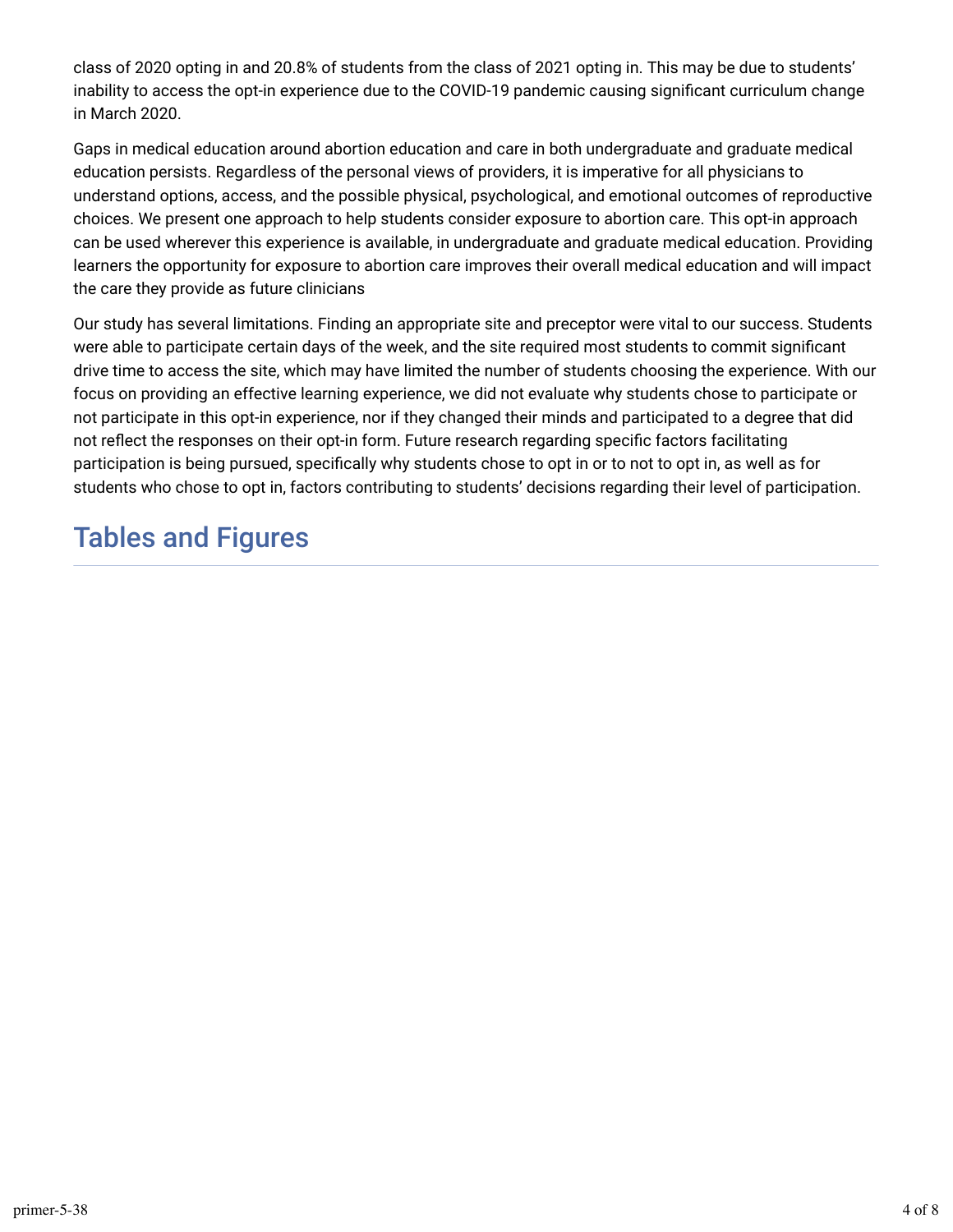class of 2020 opting in and 20.8% of students from the class of 2021 opting in. This may be due to students' inability to access the opt-in experience due to the COVID-19 pandemic causing significant curriculum change in March 2020.

Gaps in medical education around abortion education and care in both undergraduate and graduate medical education persists. Regardless of the personal views of providers, it is imperative for all physicians to understand options, access, and the possible physical, psychological, and emotional outcomes of reproductive choices. We present one approach to help students consider exposure to abortion care. This opt-in approach can be used wherever this experience is available, in undergraduate and graduate medical education. Providing learners the opportunity for exposure to abortion care improves their overall medical education and will impact the care they provide as future clinicians

Our study has several limitations. Finding an appropriate site and preceptor were vital to our success. Students were able to participate certain days of the week, and the site required most students to commit significant drive time to access the site, which may have limited the number of students choosing the experience. With our focus on providing an effective learning experience, we did not evaluate why students chose to participate or not participate in this opt-in experience, nor if they changed their minds and participated to a degree that did not reflect the responses on their opt-in form. Future research regarding specific factors facilitating participation is being pursued, specifically why students chose to opt in or to not to opt in, as well as for students who chose to opt in, factors contributing to students' decisions regarding their level of participation.

## Tables and Figures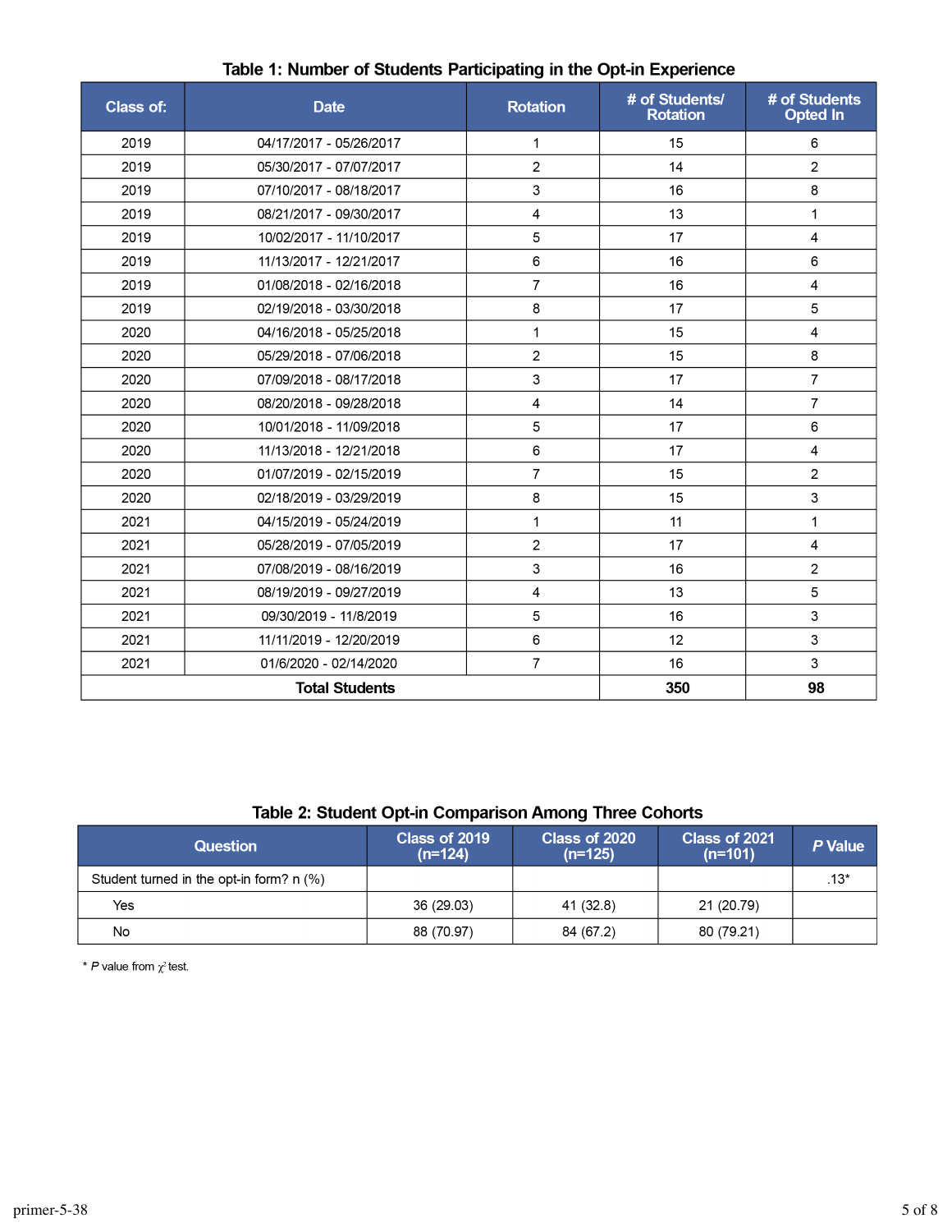**Table 1: Number of Students Participating in the Opt-in Experience**

| Class of: | Date | Rotation | # of Students/ Rotation | # of Students Opted In |
|---|---|---|---|---|
| 2019 | 04/17/2017 - 05/26/2017 | 1 | 15 | 6 |
| 2019 | 05/30/2017 - 07/07/2017 | 2 | 14 | 2 |
| 2019 | 07/10/2017 - 08/18/2017 | 3 | 16 | 8 |
| 2019 | 08/21/2017 - 09/30/2017 | 4 | 13 | 1 |
| 2019 | 10/02/2017 - 11/10/2017 | 5 | 17 | 4 |
| 2019 | 11/13/2017 - 12/21/2017 | 6 | 16 | 6 |
| 2019 | 01/08/2018 - 02/16/2018 | 7 | 16 | 4 |
| 2019 | 02/19/2018 - 03/30/2018 | 8 | 17 | 5 |
| 2020 | 04/16/2018 - 05/25/2018 | 1 | 15 | 4 |
| 2020 | 05/29/2018 - 07/06/2018 | 2 | 15 | 8 |
| 2020 | 07/09/2018 - 08/17/2018 | 3 | 17 | 7 |
| 2020 | 08/20/2018 - 09/28/2018 | 4 | 14 | 7 |
| 2020 | 10/01/2018 - 11/09/2018 | 5 | 17 | 6 |
| 2020 | 11/13/2018 - 12/21/2018 | 6 | 17 | 4 |
| 2020 | 01/07/2019 - 02/15/2019 | 7 | 15 | 2 |
| 2020 | 02/18/2019 - 03/29/2019 | 8 | 15 | 3 |
| 2021 | 04/15/2019 - 05/24/2019 | 1 | 11 | 1 |
| 2021 | 05/28/2019 - 07/05/2019 | 2 | 17 | 4 |
| 2021 | 07/08/2019 - 08/16/2019 | 3 | 16 | 2 |
| 2021 | 08/19/2019 - 09/27/2019 | 4 | 13 | 5 |
| 2021 | 09/30/2019 - 11/8/2019 | 5 | 16 | 3 |
| 2021 | 11/11/2019 - 12/20/2019 | 6 | 12 | 3 |
| 2021 | 01/6/2020 - 02/14/2020 | 7 | 16 | 3 |
| **Total Students** | | | **350** | **98** |

**Table 2: Student Opt-in Comparison Among Three Cohorts**

| Question | Class of 2019 (n=124) | Class of 2020 (n=125) | Class of 2021 (n=101) | *P* Value |
|---|---|---|---|---|
| Student turned in the opt-in form? n (%) | | | | .13* |
| Yes | 36 (29.03) | 41 (32.8) | 21 (20.79) | |
| No | 88 (70.97) | 84 (67.2) | 80 (79.21) | |

\* *P* value from $\chi^2$ test.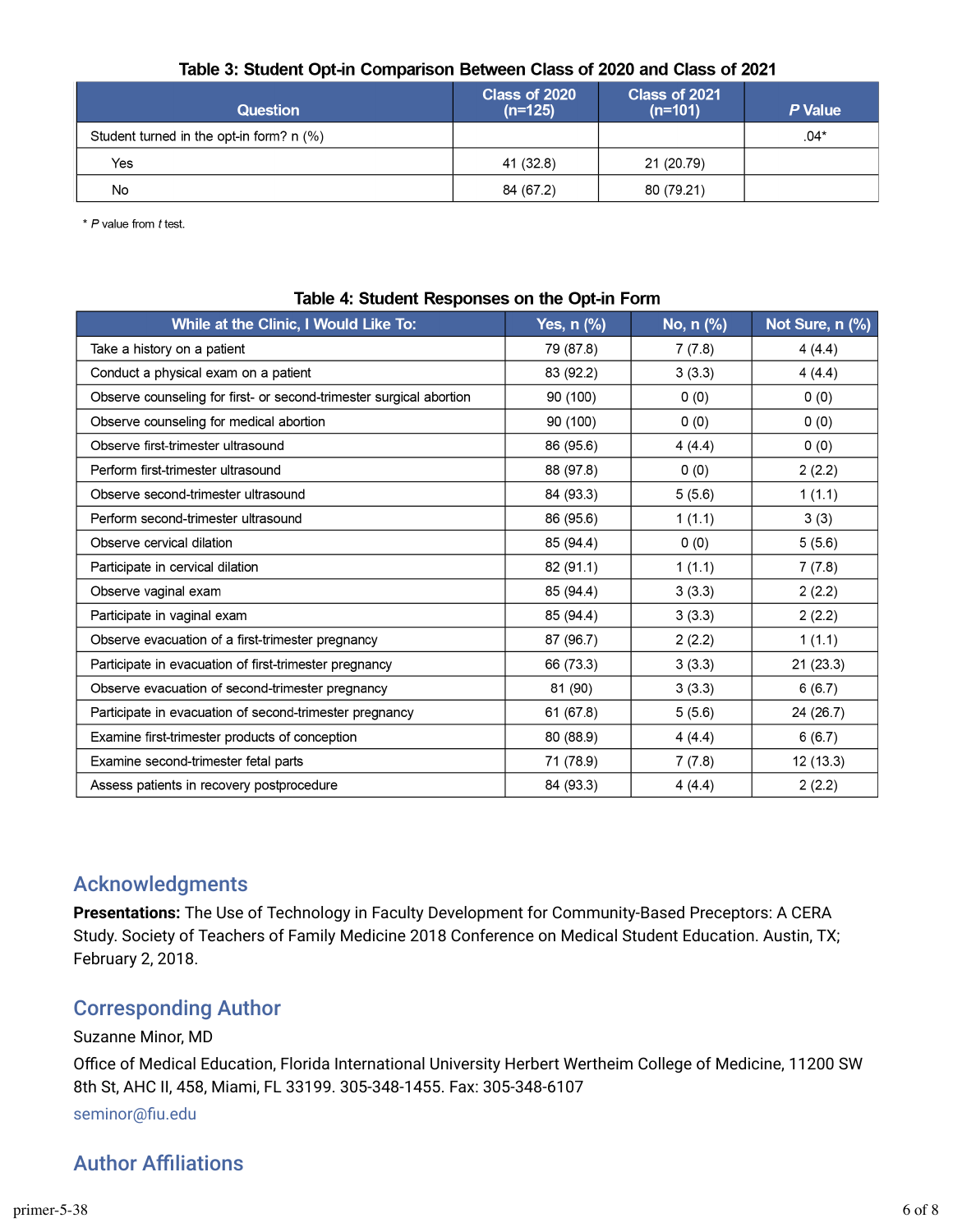**Table 3: Student Opt-in Comparison Between Class of 2020 and Class of 2021**

| Question | Class of 2020 (n=125) | Class of 2021 (n=101) | *P* Value |
|---|---|---|---|
| Student turned in the opt-in form? n (%) | | | .04* |
| Yes | 41 (32.8) | 21 (20.79) | |
| No | 84 (67.2) | 80 (79.21) | |

\* *P* value from *t* test.

**Table 4: Student Responses on the Opt-in Form**

| While at the Clinic, I Would Like To: | Yes, n (%) | No, n (%) | Not Sure, n (%) |
|---|---|---|---|
| Take a history on a patient | 79 (87.8) | 7 (7.8) | 4 (4.4) |
| Conduct a physical exam on a patient | 83 (92.2) | 3 (3.3) | 4 (4.4) |
| Observe counseling for first- or second-trimester surgical abortion | 90 (100) | 0 (0) | 0 (0) |
| Observe counseling for medical abortion | 90 (100) | 0 (0) | 0 (0) |
| Observe first-trimester ultrasound | 86 (95.6) | 4 (4.4) | 0 (0) |
| Perform first-trimester ultrasound | 88 (97.8) | 0 (0) | 2 (2.2) |
| Observe second-trimester ultrasound | 84 (93.3) | 5 (5.6) | 1 (1.1) |
| Perform second-trimester ultrasound | 86 (95.6) | 1 (1.1) | 3 (3) |
| Observe cervical dilation | 85 (94.4) | 0 (0) | 5 (5.6) |
| Participate in cervical dilation | 82 (91.1) | 1 (1.1) | 7 (7.8) |
| Observe vaginal exam | 85 (94.4) | 3 (3.3) | 2 (2.2) |
| Participate in vaginal exam | 85 (94.4) | 3 (3.3) | 2 (2.2) |
| Observe evacuation of a first-trimester pregnancy | 87 (96.7) | 2 (2.2) | 1 (1.1) |
| Participate in evacuation of first-trimester pregnancy | 66 (73.3) | 3 (3.3) | 21 (23.3) |
| Observe evacuation of second-trimester pregnancy | 81 (90) | 3 (3.3) | 6 (6.7) |
| Participate in evacuation of second-trimester pregnancy | 61 (67.8) | 5 (5.6) | 24 (26.7) |
| Examine first-trimester products of conception | 80 (88.9) | 4 (4.4) | 6 (6.7) |
| Examine second-trimester fetal parts | 71 (78.9) | 7 (7.8) | 12 (13.3) |
| Assess patients in recovery postprocedure | 84 (93.3) | 4 (4.4) | 2 (2.2) |

## Acknowledgments

**Presentations:** The Use of Technology in Faculty Development for Community-Based Preceptors: A CERA Study. Society of Teachers of Family Medicine 2018 Conference on Medical Student Education. Austin, TX; February 2, 2018.

## Corresponding Author

Suzanne Minor, MD

Office of Medical Education, Florida International University Herbert Wertheim College of Medicine, 11200 SW 8th St, AHC II, 458, Miami, FL 33199. 305-348-1455. Fax: 305-348-6107

seminor@fiu.edu

## Author Affiliations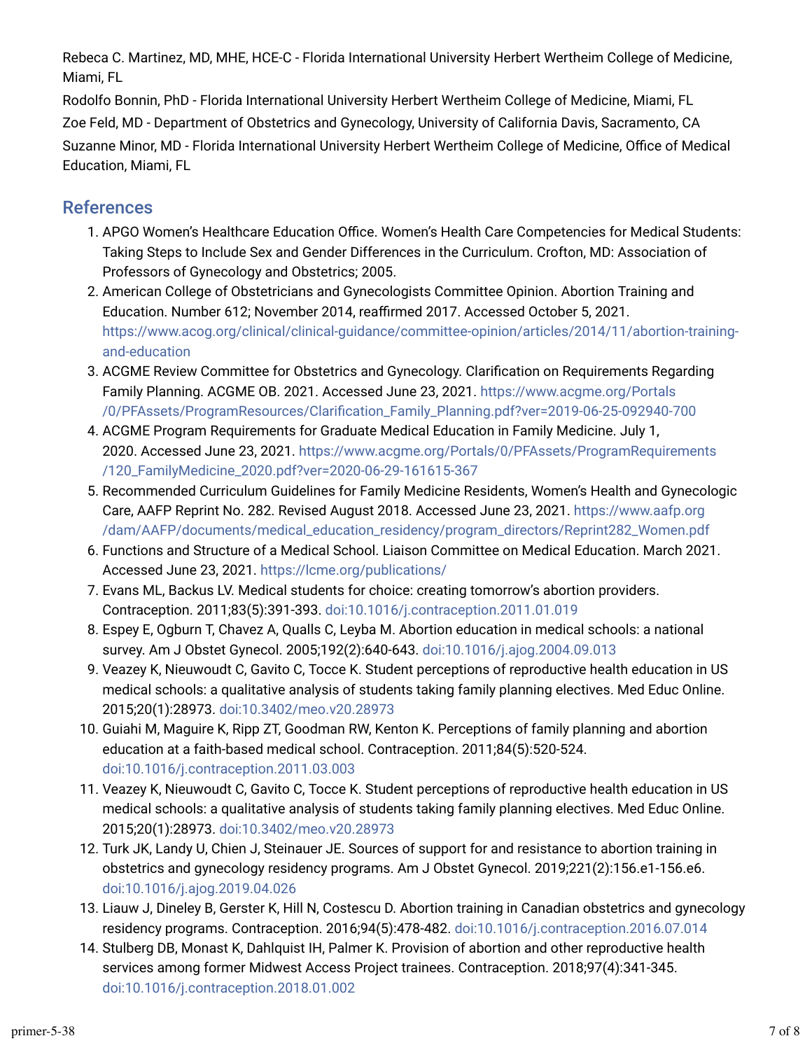Rebeca C. Martinez, MD, MHE, HCE-C - Florida International University Herbert Wertheim College of Medicine, Miami, FL

Rodolfo Bonnin, PhD - Florida International University Herbert Wertheim College of Medicine, Miami, FL

Zoe Feld, MD - Department of Obstetrics and Gynecology, University of California Davis, Sacramento, CA

Suzanne Minor, MD - Florida International University Herbert Wertheim College of Medicine, Office of Medical Education, Miami, FL

## References

1. APGO Women's Healthcare Education Office. Women's Health Care Competencies for Medical Students: Taking Steps to Include Sex and Gender Differences in the Curriculum. Crofton, MD: Association of Professors of Gynecology and Obstetrics; 2005.
2. American College of Obstetricians and Gynecologists Committee Opinion. Abortion Training and Education. Number 612; November 2014, reaffirmed 2017. Accessed October 5, 2021. https://www.acog.org/clinical/clinical-guidance/committee-opinion/articles/2014/11/abortion-training-and-education
3. ACGME Review Committee for Obstetrics and Gynecology. Clarification on Requirements Regarding Family Planning. ACGME OB. 2021. Accessed June 23, 2021. https://www.acgme.org/Portals/0/PFAssets/ProgramResources/Clarification_Family_Planning.pdf?ver=2019-06-25-092940-700
4. ACGME Program Requirements for Graduate Medical Education in Family Medicine. July 1, 2020. Accessed June 23, 2021. https://www.acgme.org/Portals/0/PFAssets/ProgramRequirements/120_FamilyMedicine_2020.pdf?ver=2020-06-29-161615-367
5. Recommended Curriculum Guidelines for Family Medicine Residents, Women's Health and Gynecologic Care, AAFP Reprint No. 282. Revised August 2018. Accessed June 23, 2021. https://www.aafp.org/dam/AAFP/documents/medical_education_residency/program_directors/Reprint282_Women.pdf
6. Functions and Structure of a Medical School. Liaison Committee on Medical Education. March 2021. Accessed June 23, 2021. https://lcme.org/publications/
7. Evans ML, Backus LV. Medical students for choice: creating tomorrow's abortion providers. Contraception. 2011;83(5):391-393. doi:10.1016/j.contraception.2011.01.019
8. Espey E, Ogburn T, Chavez A, Qualls C, Leyba M. Abortion education in medical schools: a national survey. Am J Obstet Gynecol. 2005;192(2):640-643. doi:10.1016/j.ajog.2004.09.013
9. Veazey K, Nieuwoudt C, Gavito C, Tocce K. Student perceptions of reproductive health education in US medical schools: a qualitative analysis of students taking family planning electives. Med Educ Online. 2015;20(1):28973. doi:10.3402/meo.v20.28973
10. Guiahi M, Maguire K, Ripp ZT, Goodman RW, Kenton K. Perceptions of family planning and abortion education at a faith-based medical school. Contraception. 2011;84(5):520-524. doi:10.1016/j.contraception.2011.03.003
11. Veazey K, Nieuwoudt C, Gavito C, Tocce K. Student perceptions of reproductive health education in US medical schools: a qualitative analysis of students taking family planning electives. Med Educ Online. 2015;20(1):28973. doi:10.3402/meo.v20.28973
12. Turk JK, Landy U, Chien J, Steinauer JE. Sources of support for and resistance to abortion training in obstetrics and gynecology residency programs. Am J Obstet Gynecol. 2019;221(2):156.e1-156.e6. doi:10.1016/j.ajog.2019.04.026
13. Liauw J, Dineley B, Gerster K, Hill N, Costescu D. Abortion training in Canadian obstetrics and gynecology residency programs. Contraception. 2016;94(5):478-482. doi:10.1016/j.contraception.2016.07.014
14. Stulberg DB, Monast K, Dahlquist IH, Palmer K. Provision of abortion and other reproductive health services among former Midwest Access Project trainees. Contraception. 2018;97(4):341-345. doi:10.1016/j.contraception.2018.01.002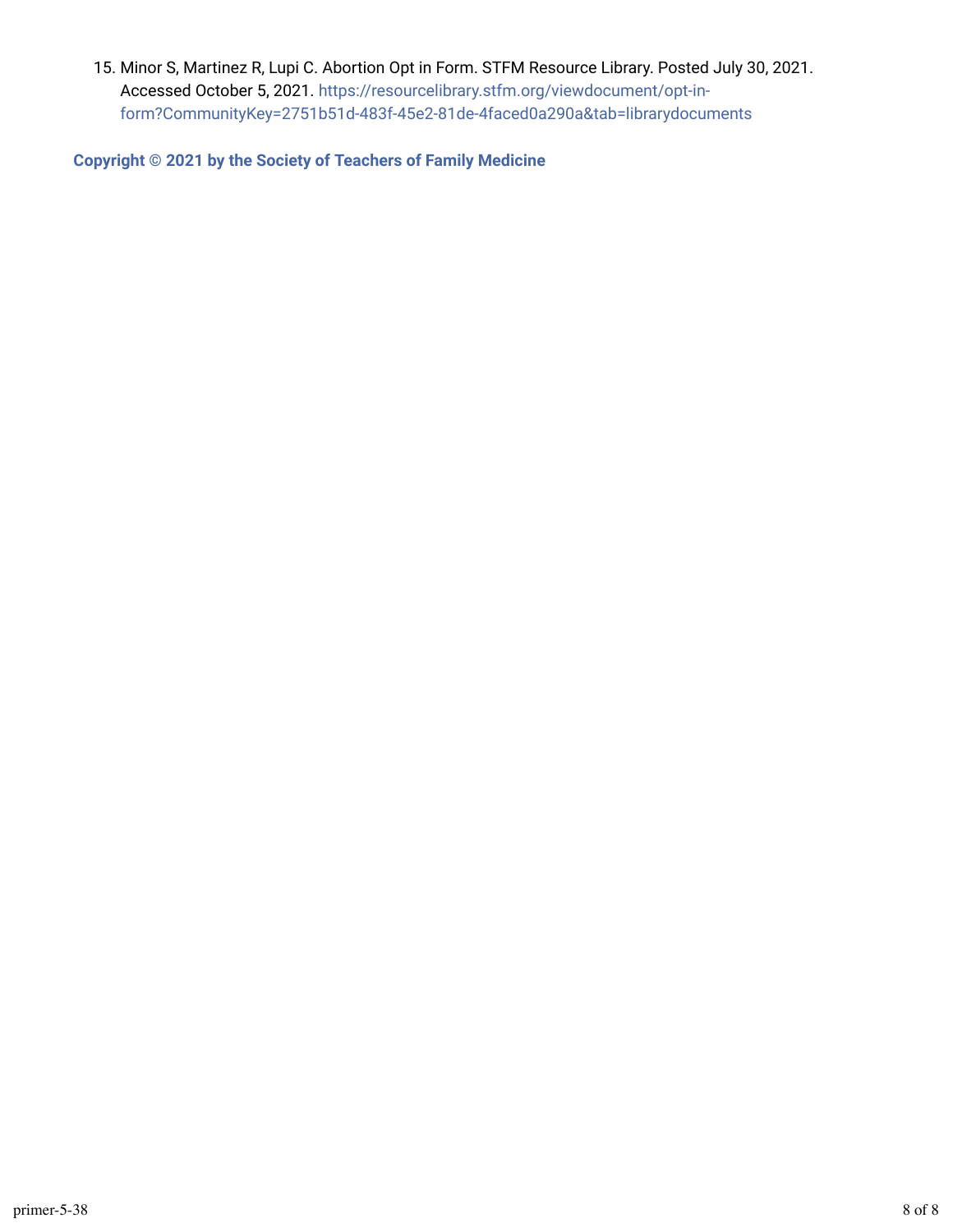15. Minor S, Martinez R, Lupi C. Abortion Opt in Form. STFM Resource Library. Posted July 30, 2021. Accessed October 5, 2021. https://resourcelibrary.stfm.org/viewdocument/opt-in-form?CommunityKey=2751b51d-483f-45e2-81de-4faced0a290a&tab=librarydocuments

**Copyright © 2021 by the Society of Teachers of Family Medicine**